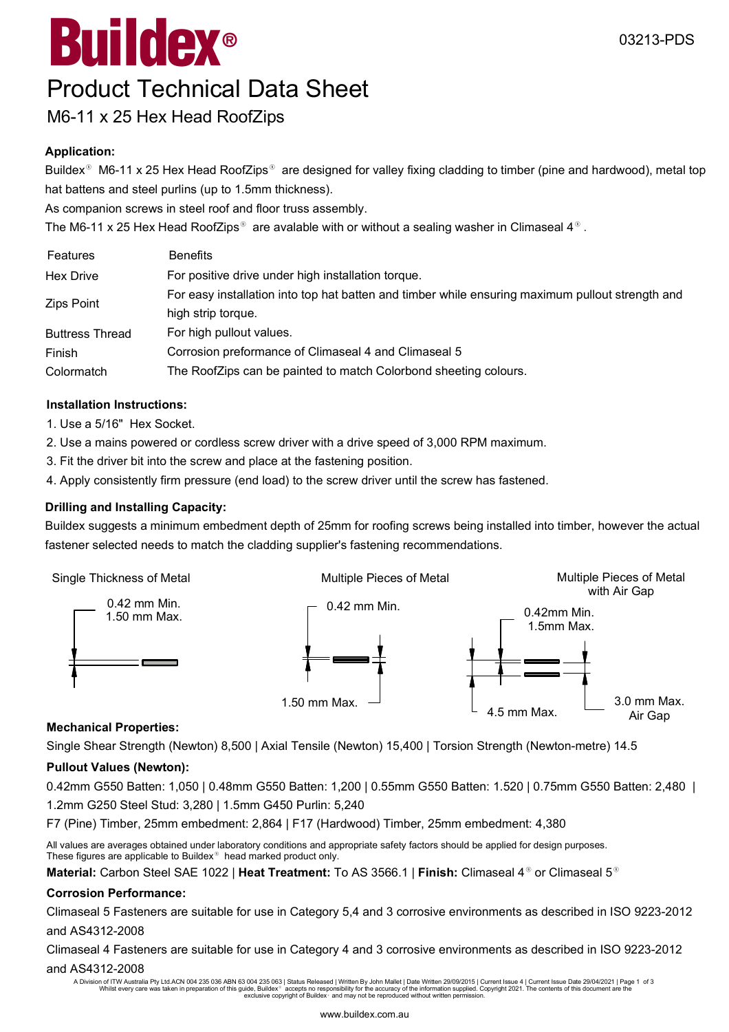# Buildex®

03213-PDS

# Product Technical Data Sheet

## M6-11 x 25 Hex Head RoofZips

**Application:**

Buildex® M6-11 x 25 Hex Head RoofZips® are designed for valley fixing cladding to timber (pine and hardwood), metal top hat battens and steel purlins (up to 1.5mm thickness).

As companion screws in steel roof and floor truss assembly.

The M6-11 x 25 Hex Head RoofZips® are avalable with or without a sealing washer in Climaseal 4®.

| Features | Benefits |
| --- | --- |
| Hex Drive | For positive drive under high installation torque. |
| Zips Point | For easy installation into top hat batten and timber while ensuring maximum pullout strength and high strip torque. |
| Buttress Thread | For high pullout values. |
| Finish | Corrosion preformance of Climaseal 4 and Climaseal 5 |
| Colormatch | The RoofZips can be painted to match Colorbond sheeting colours. |

**Installation Instructions:**

1. Use a 5/16" Hex Socket.
2. Use a mains powered or cordless screw driver with a drive speed of 3,000 RPM maximum.
3. Fit the driver bit into the screw and place at the fastening position.
4. Apply consistently firm pressure (end load) to the screw driver until the screw has fastened.

**Drilling and Installing Capacity:**

Buildex suggests a minimum embedment depth of 25mm for roofing screws being installed into timber, however the actual fastener selected needs to match the cladding supplier's fastening recommendations.

Single Thickness of Metal: 0.42 mm Min. 1.50 mm Max.

Multiple Pieces of Metal: 0.42 mm Min. 1.50 mm Max.

Multiple Pieces of Metal with Air Gap: 0.42mm Min. 1.5mm Max. 4.5 mm Max. 3.0 mm Max. Air Gap

**Mechanical Properties:**

Single Shear Strength (Newton) 8,500 | Axial Tensile (Newton) 15,400 | Torsion Strength (Newton-metre) 14.5

**Pullout Values (Newton):**

0.42mm G550 Batten: 1,050 | 0.48mm G550 Batten: 1,200 | 0.55mm G550 Batten: 1.520 | 0.75mm G550 Batten: 2,480 | 1.2mm G250 Steel Stud: 3,280 | 1.5mm G450 Purlin: 5,240

F7 (Pine) Timber, 25mm embedment: 2,864 | F17 (Hardwood) Timber, 25mm embedment: 4,380

All values are averages obtained under laboratory conditions and appropriate safety factors should be applied for design purposes.
These figures are applicable to Buildex® head marked product only.

**Material:** Carbon Steel SAE 1022 | **Heat Treatment:** To AS 3566.1 | **Finish:** Climaseal 4® or Climaseal 5®

**Corrosion Performance:**

Climaseal 5 Fasteners are suitable for use in Category 5,4 and 3 corrosive environments as described in ISO 9223-2012 and AS4312-2008

Climaseal 4 Fasteners are suitable for use in Category 4 and 3 corrosive environments as described in ISO 9223-2012 and AS4312-2008

A Division of ITW Australia Pty Ltd.ACN 004 235 036 ABN 63 004 235 063 | Status Released | Written By John Mallet | Date Written 29/09/2015 | Current Issue 4 | Current Issue Date 29/04/2021 | Page 1 of 3
Whilst every care was taken in preparation of this guide, Buildex® accepts no responsibility for the accuracy of the information supplied. Copyright 2021. The contents of this document are the exclusive copyright of Buildex® and may not be reproduced without written permission.

www.buildex.com.au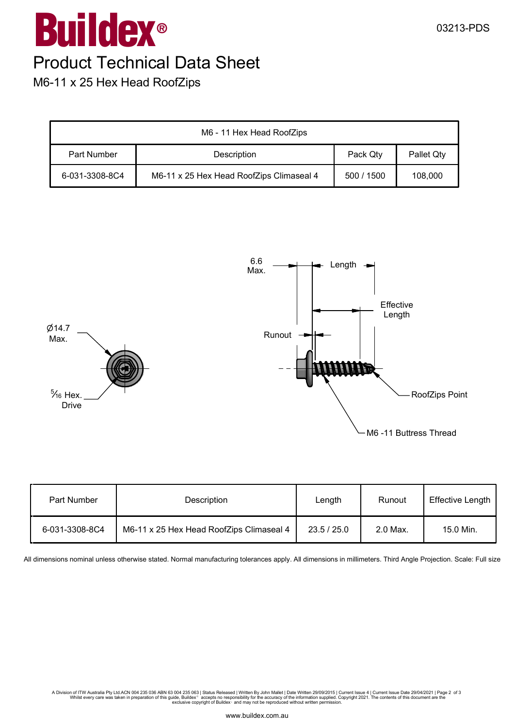# Buildex®

03213-PDS

## Product Technical Data Sheet

### M6-11 x 25 Hex Head RoofZips

| M6 - 11 Hex Head RoofZips | | | |
|---|---|---|---|
| Part Number | Description | Pack Qty | Pallet Qty |
| 6-031-3308-8C4 | M6-11 x 25 Hex Head RoofZips Climaseal 4 | 500 / 1500 | 108,000 |

Ø14.7 Max.

5/16 Hex. Drive

6.6 Max.

Length

Effective Length

Runout

RoofZips Point

M6 -11 Buttress Thread

| Part Number | Description | Length | Runout | Effective Length |
|---|---|---|---|---|
| 6-031-3308-8C4 | M6-11 x 25 Hex Head RoofZips Climaseal 4 | 23.5 / 25.0 | 2.0 Max. | 15.0 Min. |

All dimensions nominal unless otherwise stated. Normal manufacturing tolerances apply. All dimensions in millimeters. Third Angle Projection. Scale: Full size

A Division of ITW Australia Pty Ltd.ACN 004 235 036 ABN 63 004 235 063 | Status Released | Written By John Mallet | Date Written 29/09/2015 | Current Issue 4 | Current Issue Date 29/04/2021 | Page 2 of 3
Whilst every care was taken in preparation of this guide, Buildex® accepts no responsibility for the accuracy of the information supplied. Copyright 2021. The contents of this document are the exclusive copyright of Buildex® and may not be reproduced without written permission.

www.buildex.com.au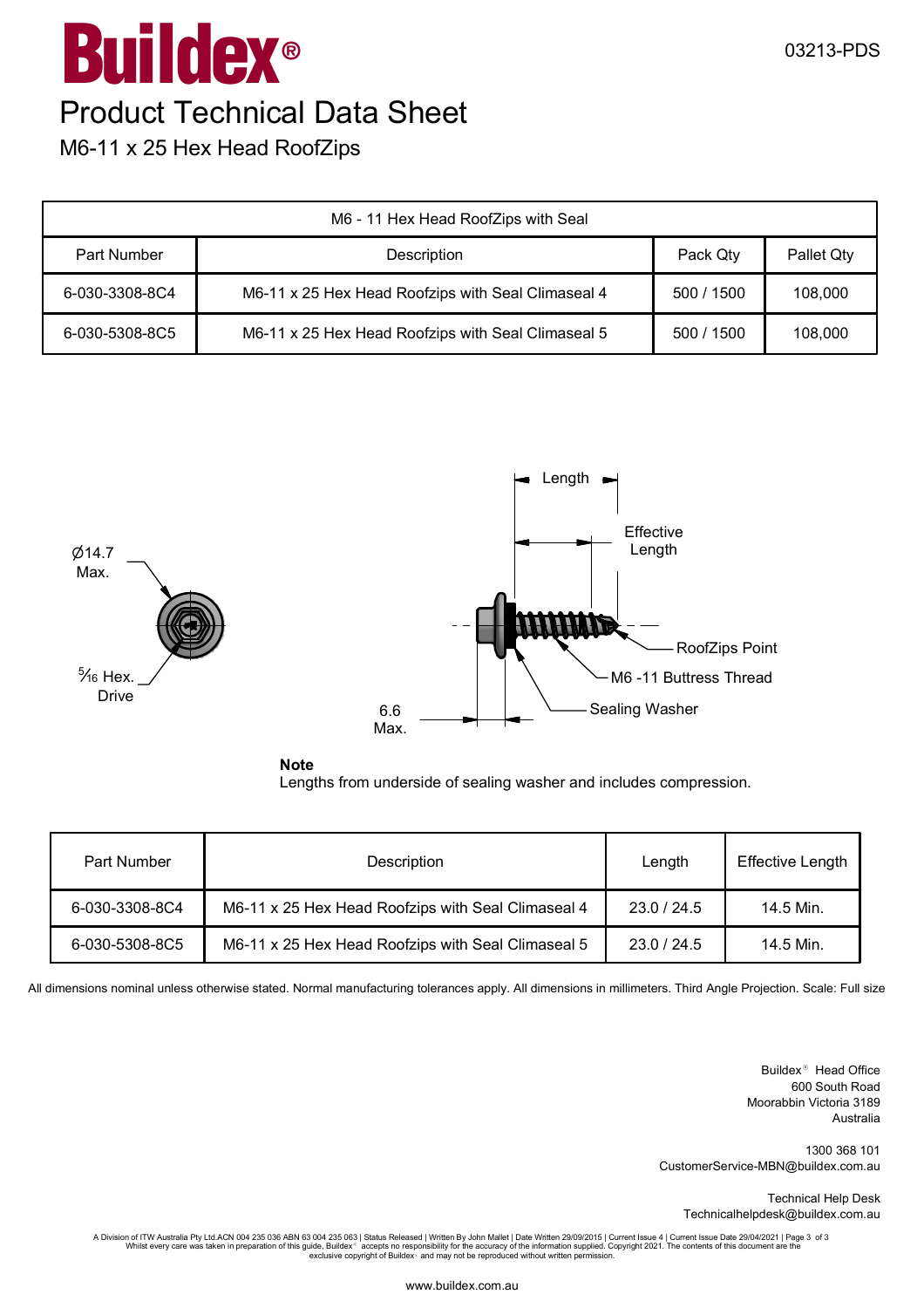# Buildex®

03213-PDS

## Product Technical Data Sheet

### M6-11 x 25 Hex Head RoofZips

| M6 - 11 Hex Head RoofZips with Seal | | | |
|---|---|---|---|
| Part Number | Description | Pack Qty | Pallet Qty |
| 6-030-3308-8C4 | M6-11 x 25 Hex Head Roofzips with Seal Climaseal 4 | 500 / 1500 | 108,000 |
| 6-030-5308-8C5 | M6-11 x 25 Hex Head Roofzips with Seal Climaseal 5 | 500 / 1500 | 108,000 |

Ø14.7 Max.

5⁄16 Hex. Drive

Length

Effective Length

RoofZips Point

M6 -11 Buttress Thread

Sealing Washer

6.6 Max.

**Note**
Lengths from underside of sealing washer and includes compression.

| Part Number | Description | Length | Effective Length |
|---|---|---|---|
| 6-030-3308-8C4 | M6-11 x 25 Hex Head Roofzips with Seal Climaseal 4 | 23.0 / 24.5 | 14.5 Min. |
| 6-030-5308-8C5 | M6-11 x 25 Hex Head Roofzips with Seal Climaseal 5 | 23.0 / 24.5 | 14.5 Min. |

All dimensions nominal unless otherwise stated. Normal manufacturing tolerances apply. All dimensions in millimeters. Third Angle Projection. Scale: Full size

Buildex® Head Office
600 South Road
Moorabbin Victoria 3189
Australia

1300 368 101
CustomerService-MBN@buildex.com.au

Technical Help Desk
Technicalhelpdesk@buildex.com.au

A Division of ITW Australia Pty Ltd.ACN 004 235 036 ABN 63 004 235 063 | Status Released | Written By John Mallet | Date Written 29/09/2015 | Current Issue 4 | Current Issue Date 29/04/2021 | Page 3 of 3
Whilst every care was taken in preparation of this guide, Buildex® accepts no responsibility for the accuracy of the information supplied. Copyright 2021. The contents of this document are the exclusive copyright of Buildex® and may not be reproduced without written permission.

www.buildex.com.au